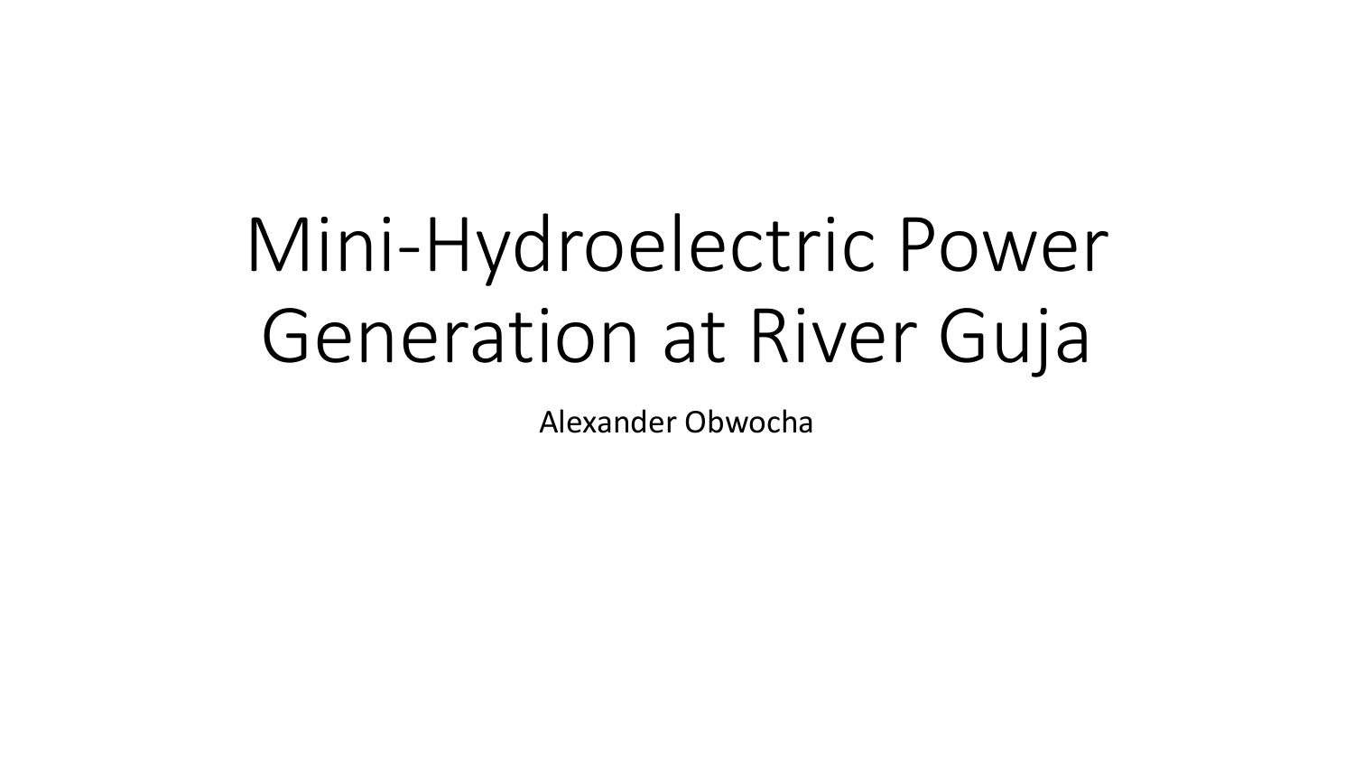# Mini-Hydroelectric Power Generation at River Guja

Alexander Obwocha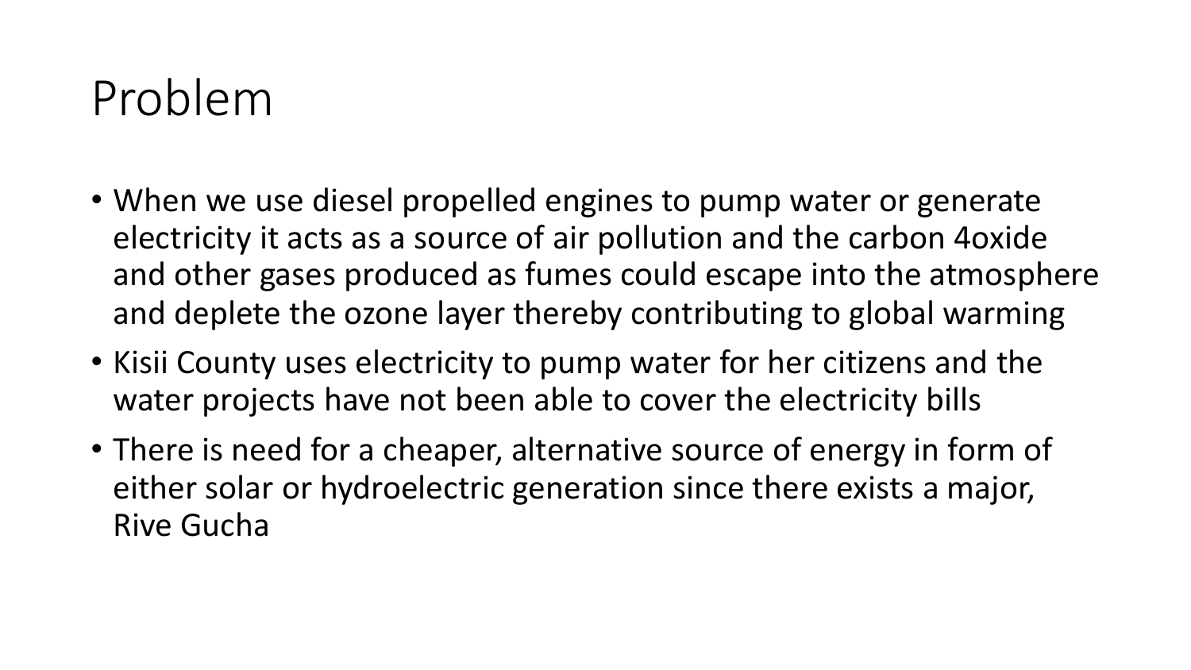# Problem

- When we use diesel propelled engines to pump water or generate electricity it acts as a source of air pollution and the carbon 4oxide and other gases produced as fumes could escape into the atmosphere and deplete the ozone layer thereby contributing to global warming
- Kisii County uses electricity to pump water for her citizens and the water projects have not been able to cover the electricity bills
- There is need for a cheaper, alternative source of energy in form of either solar or hydroelectric generation since there exists a major, Rive Gucha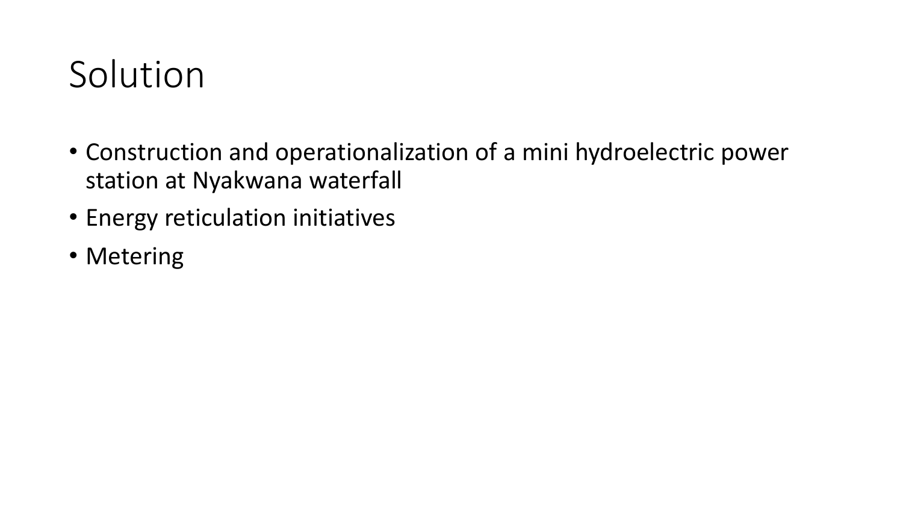# Solution

- Construction and operationalization of a mini hydroelectric power station at Nyakwana waterfall
- Energy reticulation initiatives
- Metering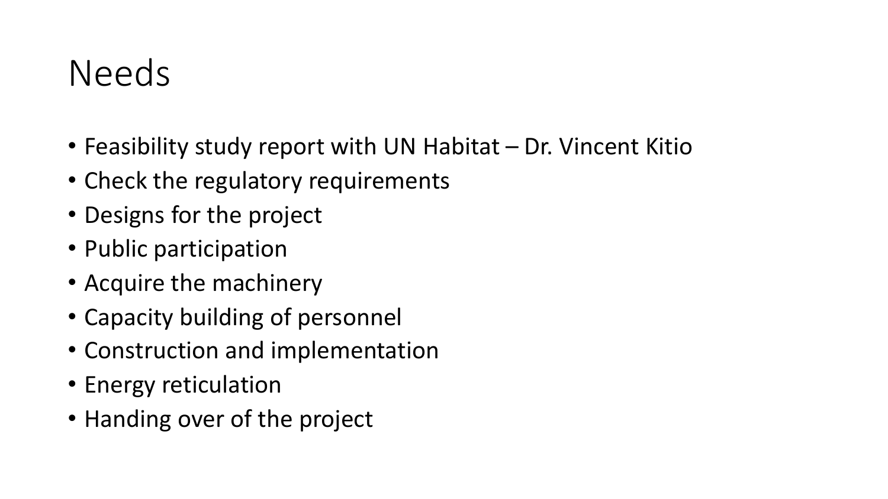# Needs

- Feasibility study report with UN Habitat – Dr. Vincent Kitio
- Check the regulatory requirements
- Designs for the project
- Public participation
- Acquire the machinery
- Capacity building of personnel
- Construction and implementation
- Energy reticulation
- Handing over of the project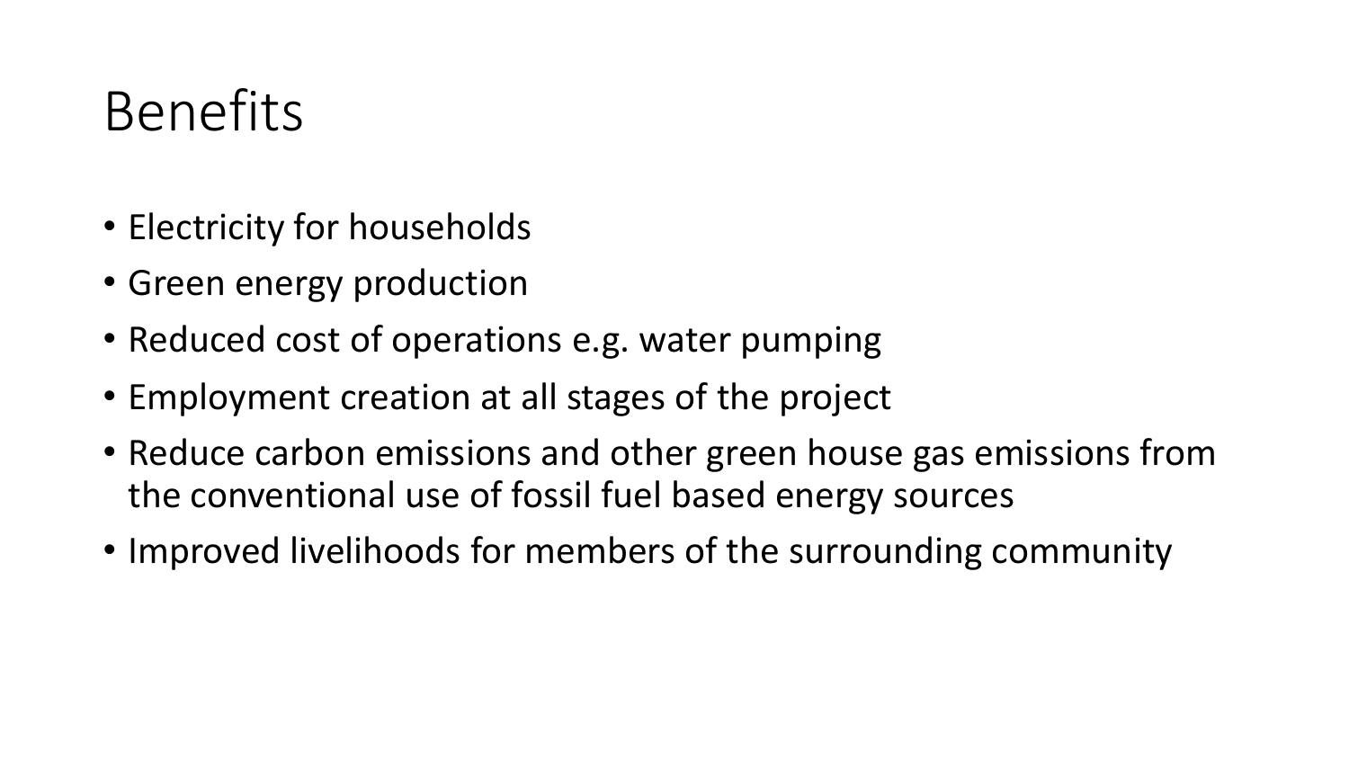# Benefits

- Electricity for households
- Green energy production
- Reduced cost of operations e.g. water pumping
- Employment creation at all stages of the project
- Reduce carbon emissions and other green house gas emissions from the conventional use of fossil fuel based energy sources
- Improved livelihoods for members of the surrounding community